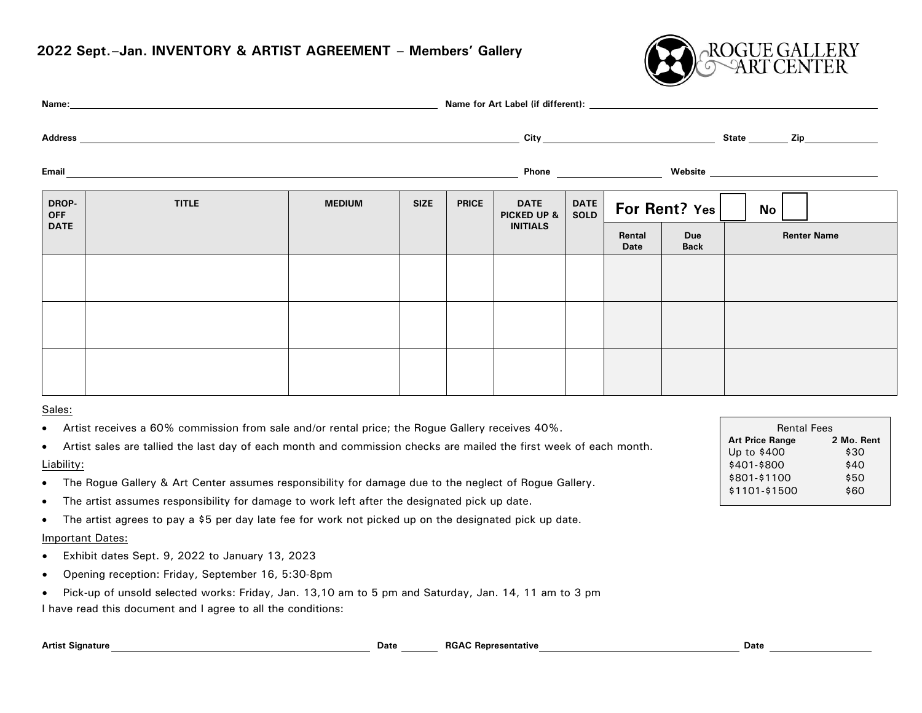## 2022 Sept.–Jan. INVENTORY & ARTIST AGREEMENT – Members' Gallery

ROGUE GALLERY & ART CENTER

**Name:** ______________________ **Name for Art Label (if different):** ______________________

**Address** ______________________ **City** ______________ **State** ______ **Zip** ______

**Email** ______________________ **Phone** ______________ **Website** ______________

| DROP-OFF DATE | TITLE | MEDIUM | SIZE | PRICE | DATE PICKED UP & INITIALS | DATE SOLD | For Rent? Yes ☐ No ☐ | | |
|---|---|---|---|---|---|---|---|---|---|
| | | | | | | | Rental Date | Due Back | Renter Name |
| | | | | | | | | | |
| | | | | | | | | | |
| | | | | | | | | | |

Sales:

- Artist receives a 60% commission from sale and/or rental price; the Rogue Gallery receives 40%.
- Artist sales are tallied the last day of each month and commission checks are mailed the first week of each month.

Liability:

- The Rogue Gallery & Art Center assumes responsibility for damage due to the neglect of Rogue Gallery.
- The artist assumes responsibility for damage to work left after the designated pick up date.
- The artist agrees to pay a $5 per day late fee for work not picked up on the designated pick up date.

Important Dates:

- Exhibit dates Sept. 9, 2022 to January 13, 2023
- Opening reception: Friday, September 16, 5:30-8pm
- Pick-up of unsold selected works: Friday, Jan. 13,10 am to 5 pm and Saturday, Jan. 14, 11 am to 3 pm

I have read this document and I agree to all the conditions:

Rental Fees

| Art Price Range | 2 Mo. Rent |
|---|---|
| Up to $400 | $30 |
| $401-$800 | $40 |
| $801-$1100 | $50 |
| $1101-$1500 | $60 |

**Artist Signature** ______________________ **Date** ______ **RGAC Representative** ______________________ **Date** ______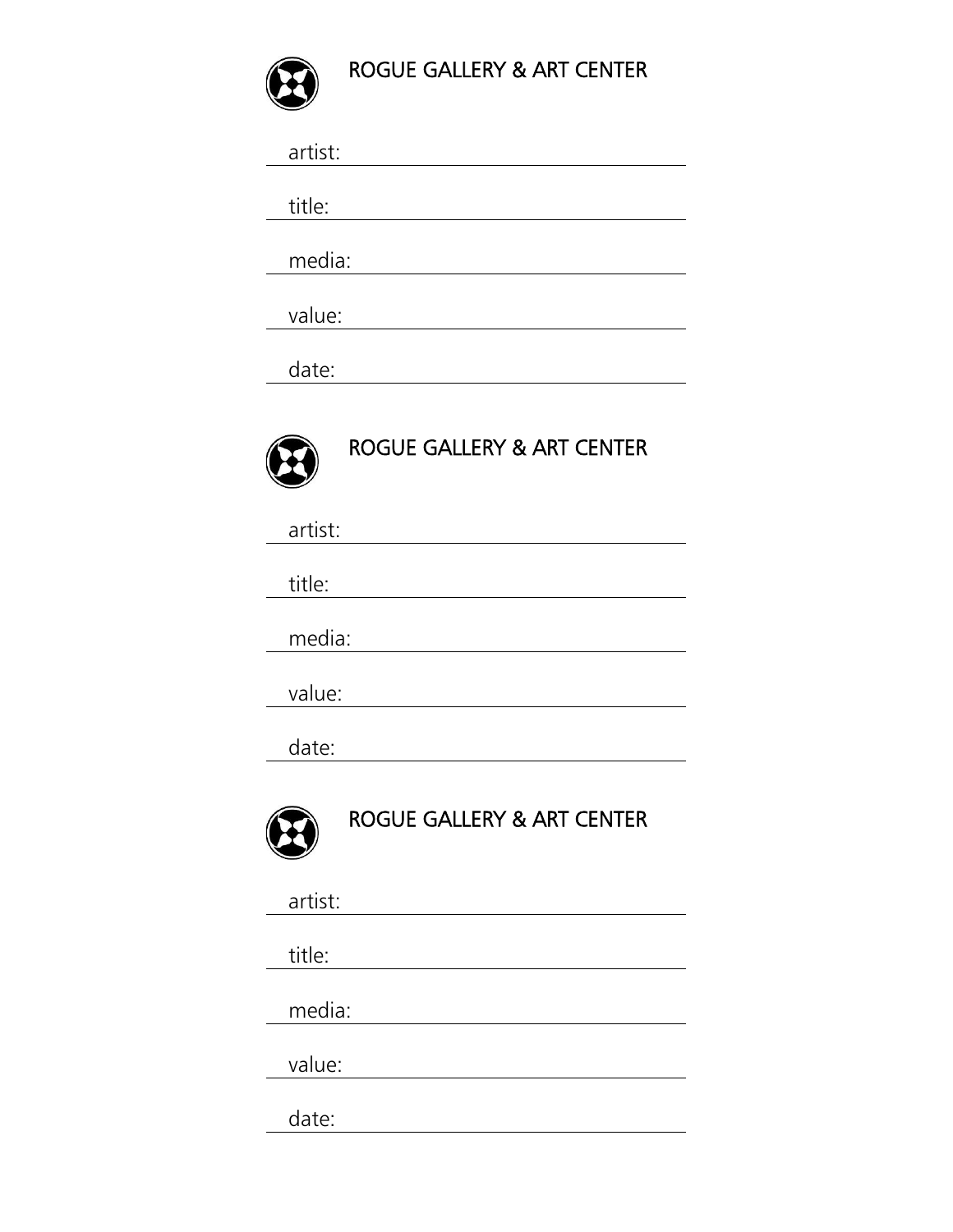ROGUE GALLERY & ART CENTER

artist: \_\_\_\_\_\_\_\_\_\_\_\_\_\_\_\_\_\_\_\_\_\_\_\_\_\_\_\_\_\_\_\_\_\_\_\_

title: \_\_\_\_\_\_\_\_\_\_\_\_\_\_\_\_\_\_\_\_\_\_\_\_\_\_\_\_\_\_\_\_\_\_\_\_

media: \_\_\_\_\_\_\_\_\_\_\_\_\_\_\_\_\_\_\_\_\_\_\_\_\_\_\_\_\_\_\_\_\_\_\_\_

value: \_\_\_\_\_\_\_\_\_\_\_\_\_\_\_\_\_\_\_\_\_\_\_\_\_\_\_\_\_\_\_\_\_\_\_\_

date: \_\_\_\_\_\_\_\_\_\_\_\_\_\_\_\_\_\_\_\_\_\_\_\_\_\_\_\_\_\_\_\_\_\_\_\_

ROGUE GALLERY & ART CENTER

artist: \_\_\_\_\_\_\_\_\_\_\_\_\_\_\_\_\_\_\_\_\_\_\_\_\_\_\_\_\_\_\_\_\_\_\_\_

title: \_\_\_\_\_\_\_\_\_\_\_\_\_\_\_\_\_\_\_\_\_\_\_\_\_\_\_\_\_\_\_\_\_\_\_\_

media: \_\_\_\_\_\_\_\_\_\_\_\_\_\_\_\_\_\_\_\_\_\_\_\_\_\_\_\_\_\_\_\_\_\_\_\_

value: \_\_\_\_\_\_\_\_\_\_\_\_\_\_\_\_\_\_\_\_\_\_\_\_\_\_\_\_\_\_\_\_\_\_\_\_

date: \_\_\_\_\_\_\_\_\_\_\_\_\_\_\_\_\_\_\_\_\_\_\_\_\_\_\_\_\_\_\_\_\_\_\_\_

ROGUE GALLERY & ART CENTER

artist: \_\_\_\_\_\_\_\_\_\_\_\_\_\_\_\_\_\_\_\_\_\_\_\_\_\_\_\_\_\_\_\_\_\_\_\_

title: \_\_\_\_\_\_\_\_\_\_\_\_\_\_\_\_\_\_\_\_\_\_\_\_\_\_\_\_\_\_\_\_\_\_\_\_

media: \_\_\_\_\_\_\_\_\_\_\_\_\_\_\_\_\_\_\_\_\_\_\_\_\_\_\_\_\_\_\_\_\_\_\_\_

value: \_\_\_\_\_\_\_\_\_\_\_\_\_\_\_\_\_\_\_\_\_\_\_\_\_\_\_\_\_\_\_\_\_\_\_\_

date: \_\_\_\_\_\_\_\_\_\_\_\_\_\_\_\_\_\_\_\_\_\_\_\_\_\_\_\_\_\_\_\_\_\_\_\_